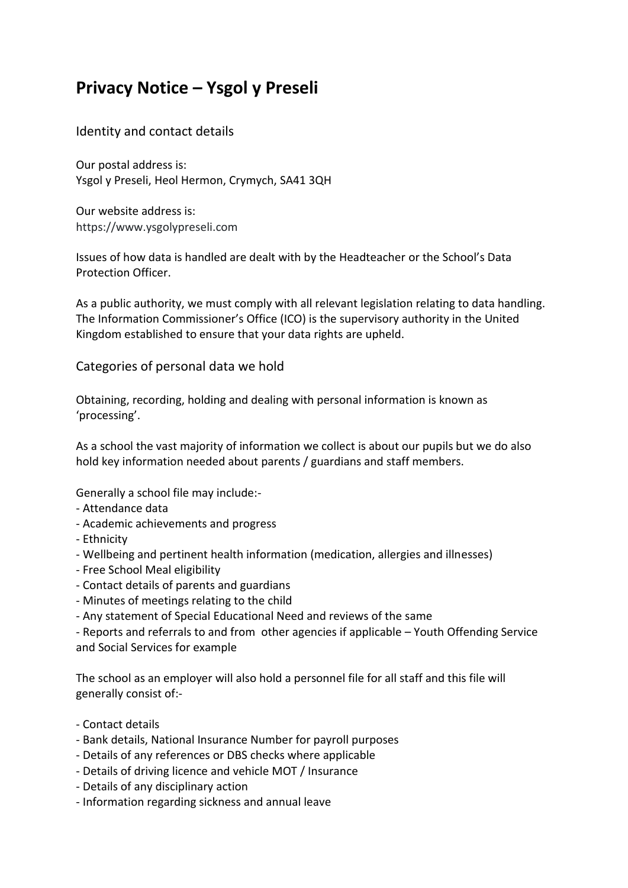# Privacy Notice – Ysgol y Preseli

## Identity and contact details

Our postal address is:
Ysgol y Preseli, Heol Hermon, Crymych, SA41 3QH

Our website address is:
https://www.ysgolypreseli.com

Issues of how data is handled are dealt with by the Headteacher or the School's Data Protection Officer.

As a public authority, we must comply with all relevant legislation relating to data handling. The Information Commissioner's Office (ICO) is the supervisory authority in the United Kingdom established to ensure that your data rights are upheld.

## Categories of personal data we hold

Obtaining, recording, holding and dealing with personal information is known as 'processing'.

As a school the vast majority of information we collect is about our pupils but we do also hold key information needed about parents / guardians and staff members.

Generally a school file may include:-

- Attendance data
- Academic achievements and progress
- Ethnicity
- Wellbeing and pertinent health information (medication, allergies and illnesses)
- Free School Meal eligibility
- Contact details of parents and guardians
- Minutes of meetings relating to the child
- Any statement of Special Educational Need and reviews of the same
- Reports and referrals to and from other agencies if applicable – Youth Offending Service and Social Services for example

The school as an employer will also hold a personnel file for all staff and this file will generally consist of:-

- Contact details
- Bank details, National Insurance Number for payroll purposes
- Details of any references or DBS checks where applicable
- Details of driving licence and vehicle MOT / Insurance
- Details of any disciplinary action
- Information regarding sickness and annual leave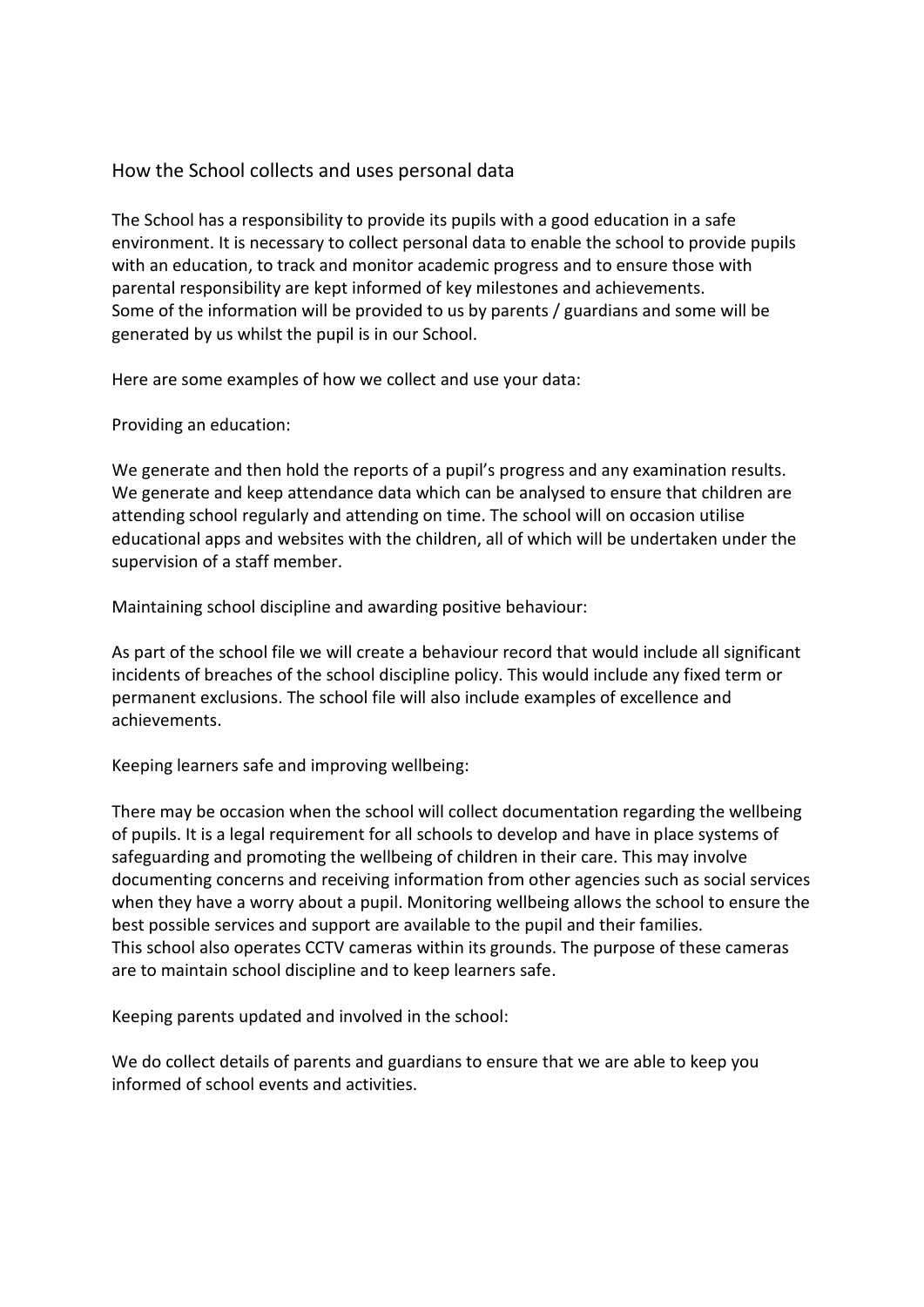## How the School collects and uses personal data

The School has a responsibility to provide its pupils with a good education in a safe environment. It is necessary to collect personal data to enable the school to provide pupils with an education, to track and monitor academic progress and to ensure those with parental responsibility are kept informed of key milestones and achievements.
Some of the information will be provided to us by parents / guardians and some will be generated by us whilst the pupil is in our School.

Here are some examples of how we collect and use your data:

Providing an education:

We generate and then hold the reports of a pupil's progress and any examination results. We generate and keep attendance data which can be analysed to ensure that children are attending school regularly and attending on time. The school will on occasion utilise educational apps and websites with the children, all of which will be undertaken under the supervision of a staff member.

Maintaining school discipline and awarding positive behaviour:

As part of the school file we will create a behaviour record that would include all significant incidents of breaches of the school discipline policy. This would include any fixed term or permanent exclusions. The school file will also include examples of excellence and achievements.

Keeping learners safe and improving wellbeing:

There may be occasion when the school will collect documentation regarding the wellbeing of pupils. It is a legal requirement for all schools to develop and have in place systems of safeguarding and promoting the wellbeing of children in their care. This may involve documenting concerns and receiving information from other agencies such as social services when they have a worry about a pupil. Monitoring wellbeing allows the school to ensure the best possible services and support are available to the pupil and their families.
This school also operates CCTV cameras within its grounds. The purpose of these cameras are to maintain school discipline and to keep learners safe.

Keeping parents updated and involved in the school:

We do collect details of parents and guardians to ensure that we are able to keep you informed of school events and activities.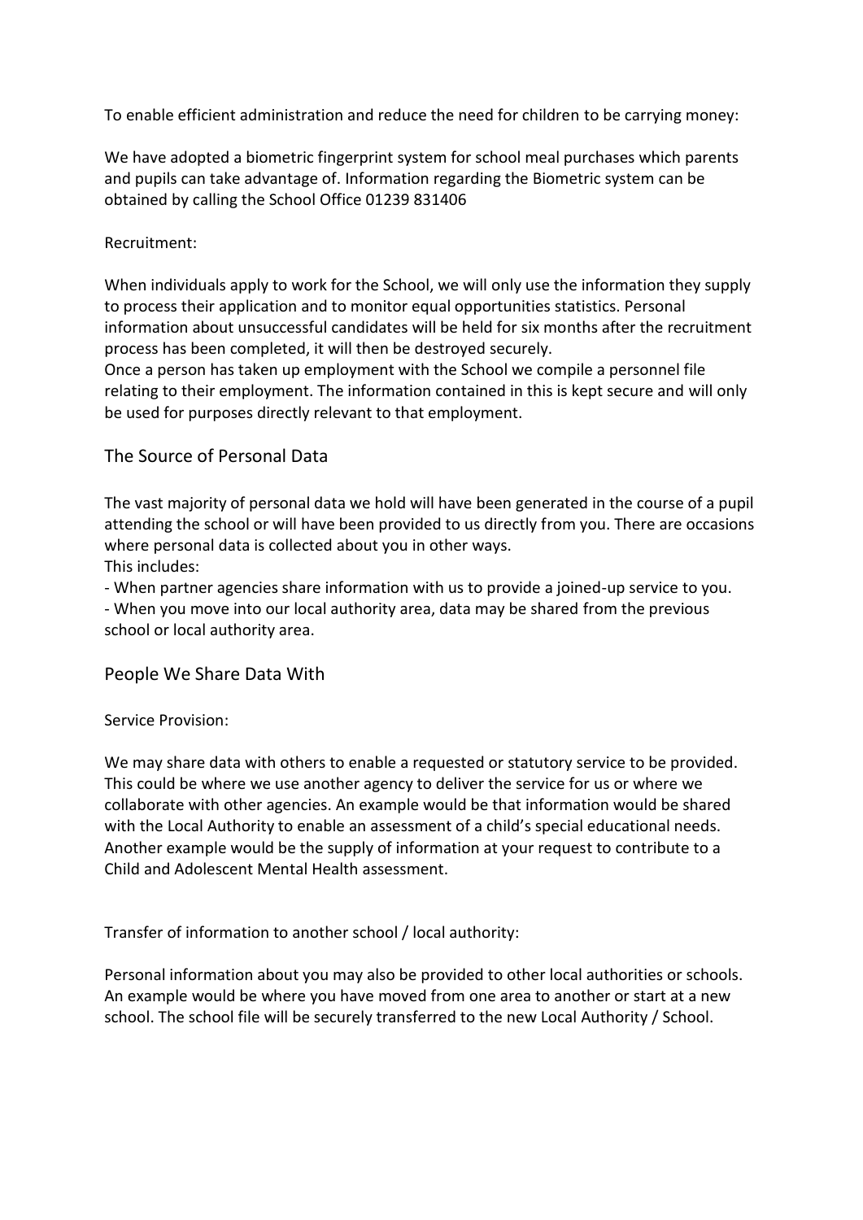To enable efficient administration and reduce the need for children to be carrying money:

We have adopted a biometric fingerprint system for school meal purchases which parents and pupils can take advantage of. Information regarding the Biometric system can be obtained by calling the School Office 01239 831406

Recruitment:

When individuals apply to work for the School, we will only use the information they supply to process their application and to monitor equal opportunities statistics. Personal information about unsuccessful candidates will be held for six months after the recruitment process has been completed, it will then be destroyed securely.
Once a person has taken up employment with the School we compile a personnel file relating to their employment. The information contained in this is kept secure and will only be used for purposes directly relevant to that employment.

## The Source of Personal Data

The vast majority of personal data we hold will have been generated in the course of a pupil attending the school or will have been provided to us directly from you. There are occasions where personal data is collected about you in other ways.
This includes:

- When partner agencies share information with us to provide a joined-up service to you.
- When you move into our local authority area, data may be shared from the previous school or local authority area.

## People We Share Data With

Service Provision:

We may share data with others to enable a requested or statutory service to be provided. This could be where we use another agency to deliver the service for us or where we collaborate with other agencies. An example would be that information would be shared with the Local Authority to enable an assessment of a child's special educational needs. Another example would be the supply of information at your request to contribute to a Child and Adolescent Mental Health assessment.

Transfer of information to another school / local authority:

Personal information about you may also be provided to other local authorities or schools. An example would be where you have moved from one area to another or start at a new school. The school file will be securely transferred to the new Local Authority / School.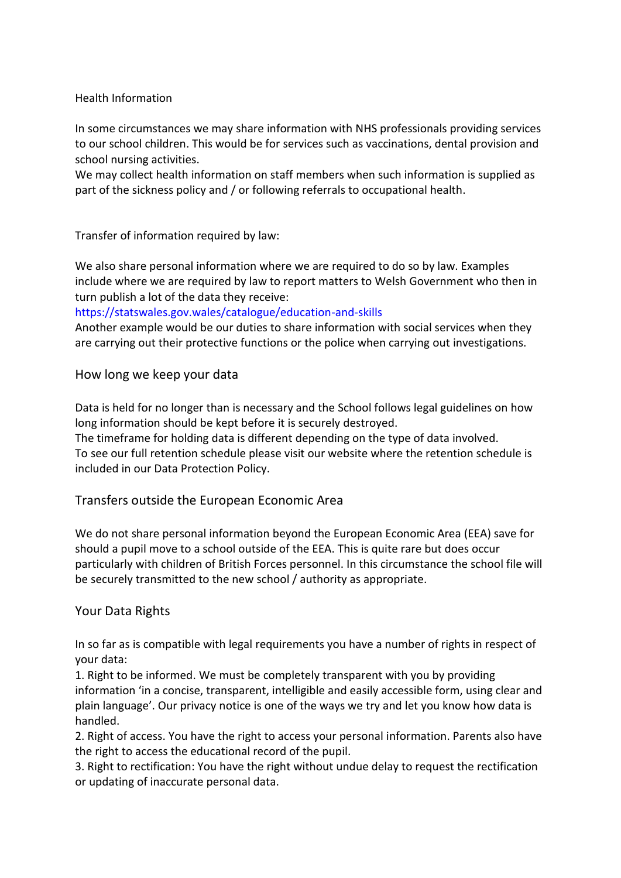Health Information

In some circumstances we may share information with NHS professionals providing services to our school children. This would be for services such as vaccinations, dental provision and school nursing activities.
We may collect health information on staff members when such information is supplied as part of the sickness policy and / or following referrals to occupational health.

Transfer of information required by law:

We also share personal information where we are required to do so by law. Examples include where we are required by law to report matters to Welsh Government who then in turn publish a lot of the data they receive:
https://statswales.gov.wales/catalogue/education-and-skills
Another example would be our duties to share information with social services when they are carrying out their protective functions or the police when carrying out investigations.

## How long we keep your data

Data is held for no longer than is necessary and the School follows legal guidelines on how long information should be kept before it is securely destroyed.
The timeframe for holding data is different depending on the type of data involved.
To see our full retention schedule please visit our website where the retention schedule is included in our Data Protection Policy.

## Transfers outside the European Economic Area

We do not share personal information beyond the European Economic Area (EEA) save for should a pupil move to a school outside of the EEA. This is quite rare but does occur particularly with children of British Forces personnel. In this circumstance the school file will be securely transmitted to the new school / authority as appropriate.

## Your Data Rights

In so far as is compatible with legal requirements you have a number of rights in respect of your data:

1. Right to be informed. We must be completely transparent with you by providing information 'in a concise, transparent, intelligible and easily accessible form, using clear and plain language'. Our privacy notice is one of the ways we try and let you know how data is handled.
2. Right of access. You have the right to access your personal information. Parents also have the right to access the educational record of the pupil.
3. Right to rectification: You have the right without undue delay to request the rectification or updating of inaccurate personal data.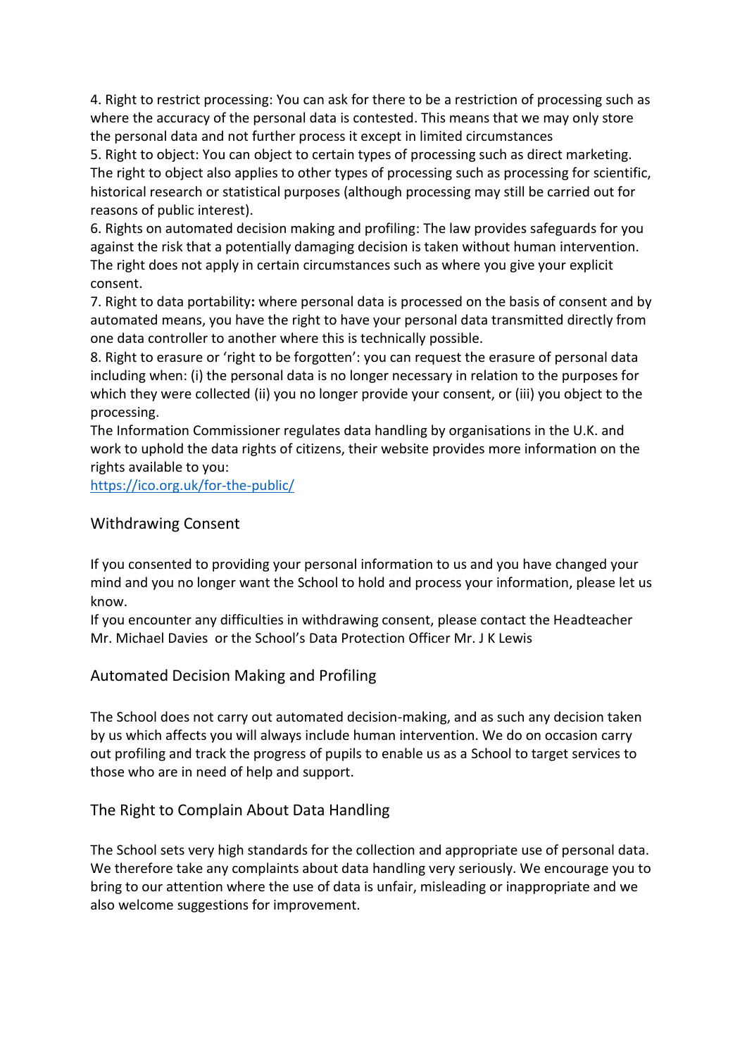4. Right to restrict processing: You can ask for there to be a restriction of processing such as where the accuracy of the personal data is contested. This means that we may only store the personal data and not further process it except in limited circumstances
5. Right to object: You can object to certain types of processing such as direct marketing. The right to object also applies to other types of processing such as processing for scientific, historical research or statistical purposes (although processing may still be carried out for reasons of public interest).
6. Rights on automated decision making and profiling: The law provides safeguards for you against the risk that a potentially damaging decision is taken without human intervention. The right does not apply in certain circumstances such as where you give your explicit consent.
7. Right to data portability**:** where personal data is processed on the basis of consent and by automated means, you have the right to have your personal data transmitted directly from one data controller to another where this is technically possible.
8. Right to erasure or 'right to be forgotten': you can request the erasure of personal data including when: (i) the personal data is no longer necessary in relation to the purposes for which they were collected (ii) you no longer provide your consent, or (iii) you object to the processing.

The Information Commissioner regulates data handling by organisations in the U.K. and work to uphold the data rights of citizens, their website provides more information on the rights available to you:
[https://ico.org.uk/for-the-public/](https://ico.org.uk/for-the-public/)

## Withdrawing Consent

If you consented to providing your personal information to us and you have changed your mind and you no longer want the School to hold and process your information, please let us know.
If you encounter any difficulties in withdrawing consent, please contact the Headteacher Mr. Michael Davies or the School's Data Protection Officer Mr. J K Lewis

## Automated Decision Making and Profiling

The School does not carry out automated decision-making, and as such any decision taken by us which affects you will always include human intervention. We do on occasion carry out profiling and track the progress of pupils to enable us as a School to target services to those who are in need of help and support.

## The Right to Complain About Data Handling

The School sets very high standards for the collection and appropriate use of personal data. We therefore take any complaints about data handling very seriously. We encourage you to bring to our attention where the use of data is unfair, misleading or inappropriate and we also welcome suggestions for improvement.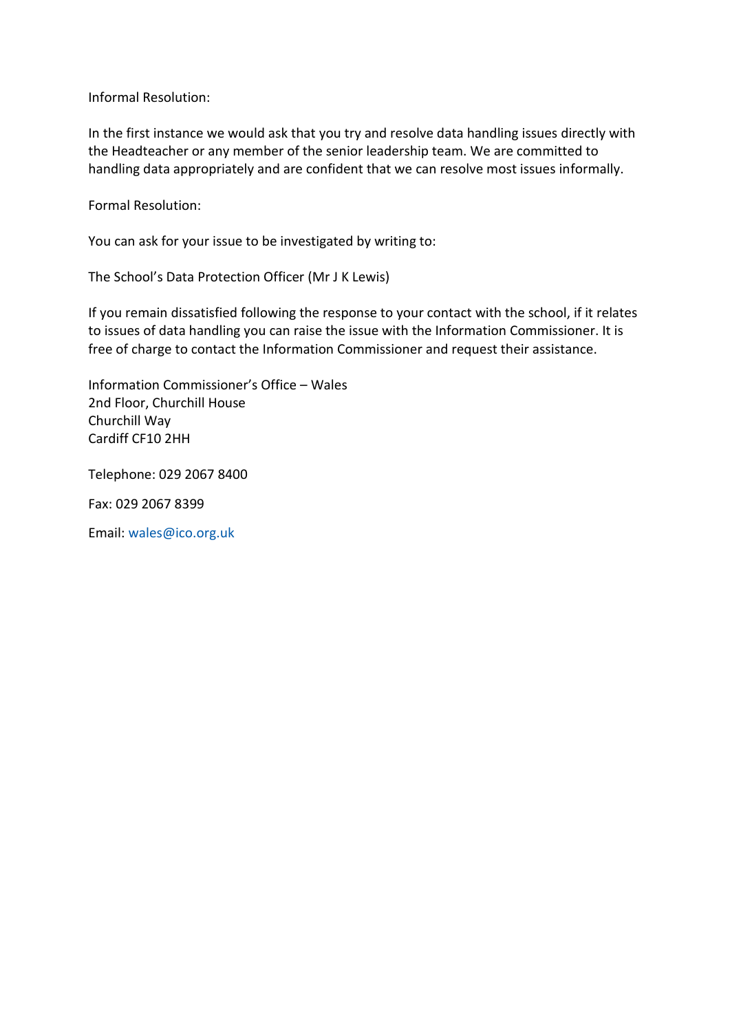Informal Resolution:

In the first instance we would ask that you try and resolve data handling issues directly with the Headteacher or any member of the senior leadership team. We are committed to handling data appropriately and are confident that we can resolve most issues informally.

Formal Resolution:

You can ask for your issue to be investigated by writing to:

The School's Data Protection Officer (Mr J K Lewis)

If you remain dissatisfied following the response to your contact with the school, if it relates to issues of data handling you can raise the issue with the Information Commissioner. It is free of charge to contact the Information Commissioner and request their assistance.

Information Commissioner's Office – Wales  
2nd Floor, Churchill House  
Churchill Way  
Cardiff CF10 2HH

Telephone: 029 2067 8400

Fax: 029 2067 8399

Email: wales@ico.org.uk